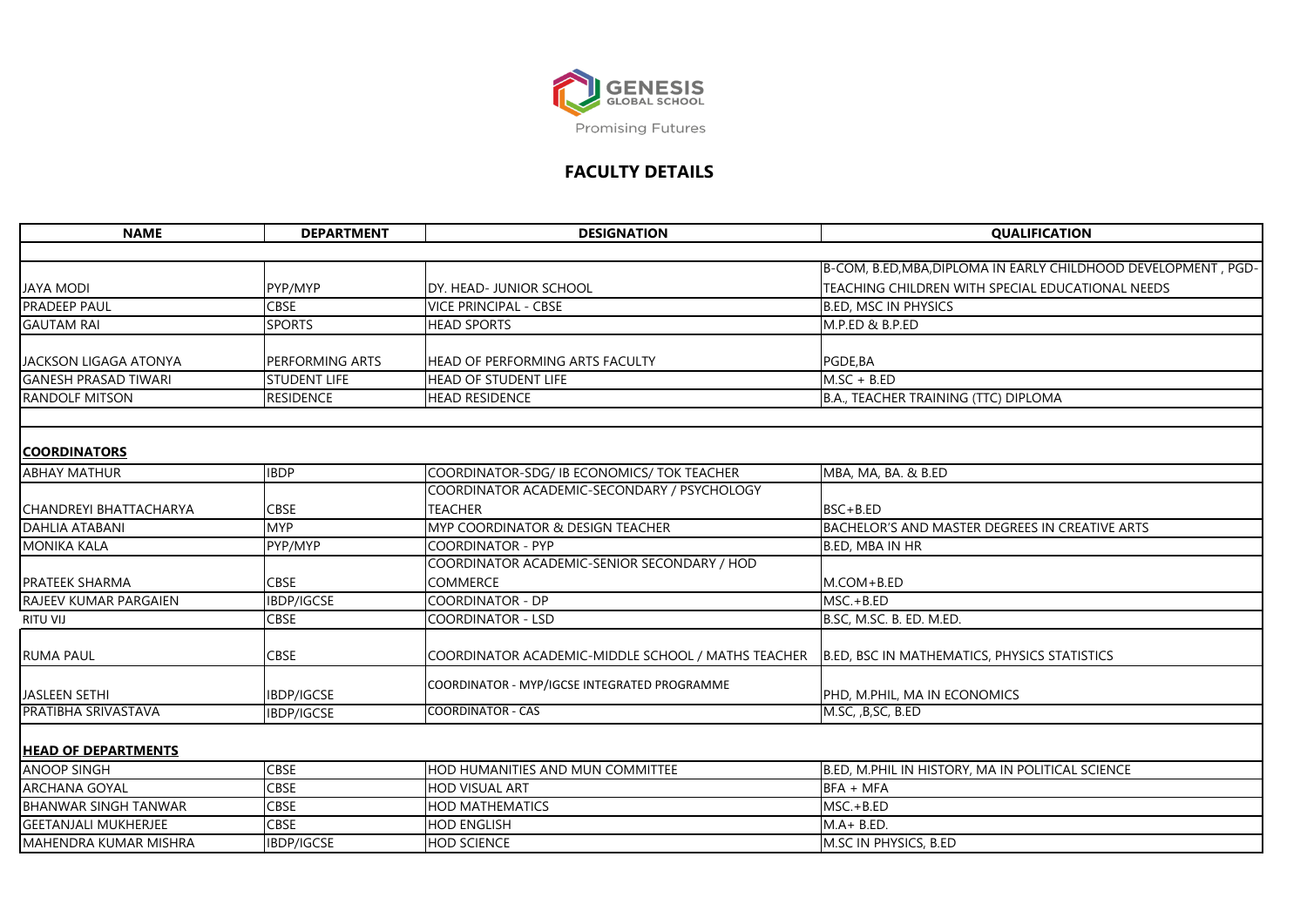GENESIS GLOBAL SCHOOL

Promising Futures

# FACULTY DETAILS

| NAME | DEPARTMENT | DESIGNATION | QUALIFICATION |
|---|---|---|---|
| JAYA MODI | PYP/MYP | DY. HEAD- JUNIOR SCHOOL | B-COM, B.ED,MBA,DIPLOMA IN EARLY CHILDHOOD DEVELOPMENT , PGD-TEACHING CHILDREN WITH SPECIAL EDUCATIONAL NEEDS |
| PRADEEP PAUL | CBSE | VICE PRINCIPAL - CBSE | B.ED, MSC IN PHYSICS |
| GAUTAM RAI | SPORTS | HEAD SPORTS | M.P.ED & B.P.ED |
| JACKSON LIGAGA ATONYA | PERFORMING ARTS | HEAD OF PERFORMING ARTS FACULTY | PGDE,BA |
| GANESH PRASAD TIWARI | STUDENT LIFE | HEAD OF STUDENT LIFE | M.SC + B.ED |
| RANDOLF MITSON | RESIDENCE | HEAD RESIDENCE | B.A., TEACHER TRAINING (TTC) DIPLOMA |
| **COORDINATORS** | | | |
| ABHAY MATHUR | IBDP | COORDINATOR-SDG/ IB ECONOMICS/ TOK TEACHER | MBA, MA, BA. & B.ED |
| CHANDREYI BHATTACHARYA | CBSE | COORDINATOR ACADEMIC-SECONDARY / PSYCHOLOGY TEACHER | BSC+B.ED |
| DAHLIA ATABANI | MYP | MYP COORDINATOR & DESIGN TEACHER | BACHELOR'S AND MASTER DEGREES IN CREATIVE ARTS |
| MONIKA KALA | PYP/MYP | COORDINATOR - PYP | B.ED, MBA IN HR |
| PRATEEK SHARMA | CBSE | COORDINATOR ACADEMIC-SENIOR SECONDARY / HOD COMMERCE | M.COM+B.ED |
| RAJEEV KUMAR PARGAIEN | IBDP/IGCSE | COORDINATOR - DP | MSC.+B.ED |
| RITU VIJ | CBSE | COORDINATOR - LSD | B.SC, M.SC. B. ED. M.ED. |
| RUMA PAUL | CBSE | COORDINATOR ACADEMIC-MIDDLE SCHOOL / MATHS TEACHER | B.ED, BSC IN MATHEMATICS, PHYSICS STATISTICS |
| JASLEEN SETHI | IBDP/IGCSE | COORDINATOR - MYP/IGCSE INTEGRATED PROGRAMME | PHD, M.PHIL, MA IN ECONOMICS |
| PRATIBHA SRIVASTAVA | IBDP/IGCSE | COORDINATOR - CAS | M.SC, ,B,SC, B.ED |
| **HEAD OF DEPARTMENTS** | | | |
| ANOOP SINGH | CBSE | HOD HUMANITIES AND MUN COMMITTEE | B.ED, M.PHIL IN HISTORY, MA IN POLITICAL SCIENCE |
| ARCHANA GOYAL | CBSE | HOD VISUAL ART | BFA + MFA |
| BHANWAR SINGH TANWAR | CBSE | HOD MATHEMATICS | MSC.+B.ED |
| GEETANJALI MUKHERJEE | CBSE | HOD ENGLISH | M.A+ B.ED. |
| MAHENDRA KUMAR MISHRA | IBDP/IGCSE | HOD SCIENCE | M.SC IN PHYSICS, B.ED |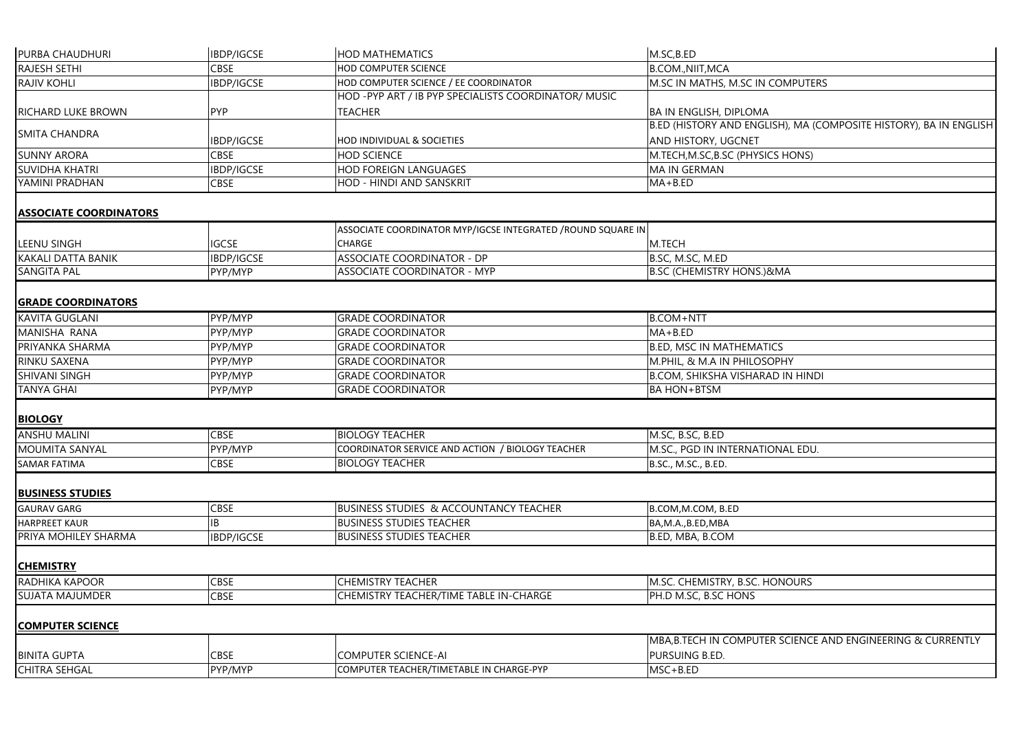| | | | |
|---|---|---|---|
| PURBA CHAUDHURI | IBDP/IGCSE | HOD MATHEMATICS | M.SC,B.ED |
| RAJESH SETHI | CBSE | HOD COMPUTER SCIENCE | B.COM.,NIIT,MCA |
| RAJIV KOHLI | IBDP/IGCSE | HOD COMPUTER SCIENCE / EE COORDINATOR | M.SC IN MATHS, M.SC IN COMPUTERS |
| RICHARD LUKE BROWN | PYP | HOD -PYP ART / IB PYP SPECIALISTS COORDINATOR/ MUSIC TEACHER | BA IN ENGLISH, DIPLOMA |
| SMITA CHANDRA | IBDP/IGCSE | HOD INDIVIDUAL & SOCIETIES | B.ED (HISTORY AND ENGLISH), MA (COMPOSITE HISTORY), BA IN ENGLISH AND HISTORY, UGCNET |
| SUNNY ARORA | CBSE | HOD SCIENCE | M.TECH,M.SC,B.SC (PHYSICS HONS) |
| SUVIDHA KHATRI | IBDP/IGCSE | HOD FOREIGN LANGUAGES | MA IN GERMAN |
| YAMINI PRADHAN | CBSE | HOD - HINDI AND SANSKRIT | MA+B.ED |

## ASSOCIATE COORDINATORS

| | | | |
|---|---|---|---|
| LEENU SINGH | IGCSE | ASSOCIATE COORDINATOR MYP/IGCSE INTEGRATED /ROUND SQUARE IN CHARGE | M.TECH |
| KAKALI DATTA BANIK | IBDP/IGCSE | ASSOCIATE COORDINATOR - DP | B.SC, M.SC, M.ED |
| SANGITA PAL | PYP/MYP | ASSOCIATE COORDINATOR - MYP | B.SC (CHEMISTRY HONS.)&MA |

## GRADE COORDINATORS

| | | | |
|---|---|---|---|
| KAVITA GUGLANI | PYP/MYP | GRADE COORDINATOR | B.COM+NTT |
| MANISHA RANA | PYP/MYP | GRADE COORDINATOR | MA+B.ED |
| PRIYANKA SHARMA | PYP/MYP | GRADE COORDINATOR | B.ED, MSC IN MATHEMATICS |
| RINKU SAXENA | PYP/MYP | GRADE COORDINATOR | M.PHIL, & M.A IN PHILOSOPHY |
| SHIVANI SINGH | PYP/MYP | GRADE COORDINATOR | B.COM, SHIKSHA VISHARAD IN HINDI |
| TANYA GHAI | PYP/MYP | GRADE COORDINATOR | BA HON+BTSM |

## BIOLOGY

| | | | |
|---|---|---|---|
| ANSHU MALINI | CBSE | BIOLOGY TEACHER | M.SC, B.SC, B.ED |
| MOUMITA SANYAL | PYP/MYP | COORDINATOR SERVICE AND ACTION / BIOLOGY TEACHER | M.SC., PGD IN INTERNATIONAL EDU. |
| SAMAR FATIMA | CBSE | BIOLOGY TEACHER | B.SC., M.SC., B.ED. |

## BUSINESS STUDIES

| | | | |
|---|---|---|---|
| GAURAV GARG | CBSE | BUSINESS STUDIES & ACCOUNTANCY TEACHER | B.COM,M.COM, B.ED |
| HARPREET KAUR | IB | BUSINESS STUDIES TEACHER | BA,M.A.,B.ED,MBA |
| PRIYA MOHILEY SHARMA | IBDP/IGCSE | BUSINESS STUDIES TEACHER | B.ED, MBA, B.COM |

## CHEMISTRY

| | | | |
|---|---|---|---|
| RADHIKA KAPOOR | CBSE | CHEMISTRY TEACHER | M.SC. CHEMISTRY, B.SC. HONOURS |
| SUJATA MAJUMDER | CBSE | CHEMISTRY TEACHER/TIME TABLE IN-CHARGE | PH.D M.SC, B.SC HONS |

## COMPUTER SCIENCE

| | | | |
|---|---|---|---|
| BINITA GUPTA | CBSE | COMPUTER SCIENCE-AI | MBA,B.TECH IN COMPUTER SCIENCE AND ENGINEERING & CURRENTLY PURSUING B.ED. |
| CHITRA SEHGAL | PYP/MYP | COMPUTER TEACHER/TIMETABLE IN CHARGE-PYP | MSC+B.ED |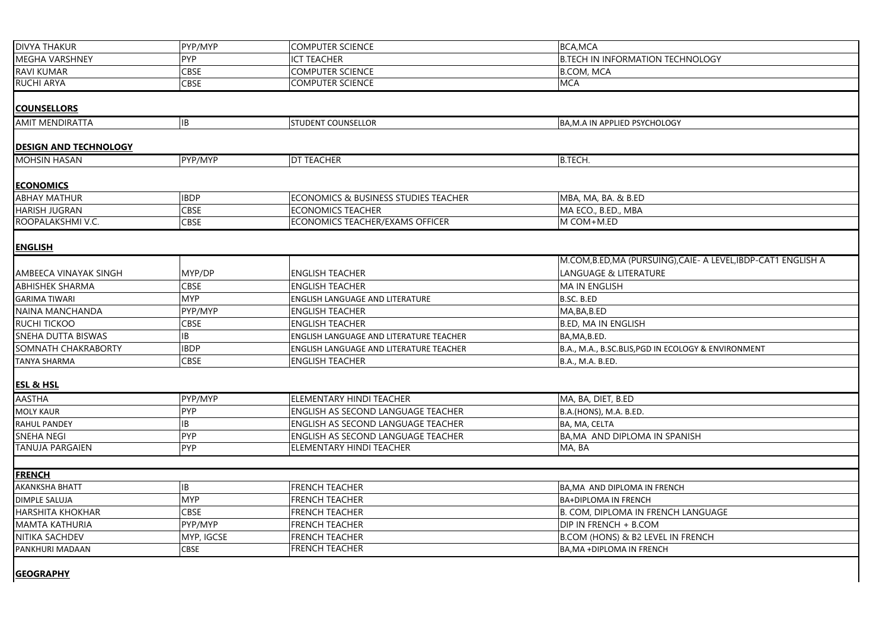| | | | |
|---|---|---|---|
| DIVYA THAKUR | PYP/MYP | COMPUTER SCIENCE | BCA,MCA |
| MEGHA VARSHNEY | PYP | ICT TEACHER | B.TECH IN INFORMATION TECHNOLOGY |
| RAVI KUMAR | CBSE | COMPUTER SCIENCE | B.COM, MCA |
| RUCHI ARYA | CBSE | COMPUTER SCIENCE | MCA |

**COUNSELLORS**

| | | | |
|---|---|---|---|
| AMIT MENDIRATTA | IB | STUDENT COUNSELLOR | BA,M.A IN APPLIED PSYCHOLOGY |

**DESIGN AND TECHNOLOGY**

| | | | |
|---|---|---|---|
| MOHSIN HASAN | PYP/MYP | DT TEACHER | B.TECH. |

**ECONOMICS**

| | | | |
|---|---|---|---|
| ABHAY MATHUR | IBDP | ECONOMICS & BUSINESS STUDIES TEACHER | MBA, MA, BA. & B.ED |
| HARISH JUGRAN | CBSE | ECONOMICS TEACHER | MA ECO., B.ED., MBA |
| ROOPALAKSHMI V.C. | CBSE | ECONOMICS TEACHER/EXAMS OFFICER | M COM+M.ED |

**ENGLISH**

| | | | |
|---|---|---|---|
| AMBEECA VINAYAK SINGH | MYP/DP | ENGLISH TEACHER | M.COM,B.ED,MA (PURSUING),CAIE- A LEVEL,IBDP-CAT1 ENGLISH A LANGUAGE & LITERATURE |
| ABHISHEK SHARMA | CBSE | ENGLISH TEACHER | MA IN ENGLISH |
| GARIMA TIWARI | MYP | ENGLISH LANGUAGE AND LITERATURE | B.SC. B.ED |
| NAINA MANCHANDA | PYP/MYP | ENGLISH TEACHER | MA,BA,B.ED |
| RUCHI TICKOO | CBSE | ENGLISH TEACHER | B.ED, MA IN ENGLISH |
| SNEHA DUTTA BISWAS | IB | ENGLISH LANGUAGE AND LITERATURE TEACHER | BA,MA,B.ED. |
| SOMNATH CHAKRABORTY | IBDP | ENGLISH LANGUAGE AND LITERATURE TEACHER | B.A., M.A., B.SC.BLIS,PGD IN ECOLOGY & ENVIRONMENT |
| TANYA SHARMA | CBSE | ENGLISH TEACHER | B.A., M.A. B.ED. |

**ESL & HSL**

| | | | |
|---|---|---|---|
| AASTHA | PYP/MYP | ELEMENTARY HINDI TEACHER | MA, BA, DIET, B.ED |
| MOLY KAUR | PYP | ENGLISH AS SECOND LANGUAGE TEACHER | B.A.(HONS), M.A. B.ED. |
| RAHUL PANDEY | IB | ENGLISH AS SECOND LANGUAGE TEACHER | BA, MA, CELTA |
| SNEHA NEGI | PYP | ENGLISH AS SECOND LANGUAGE TEACHER | BA,MA AND DIPLOMA IN SPANISH |
| TANUJA PARGAIEN | PYP | ELEMENTARY HINDI TEACHER | MA, BA |

**FRENCH**

| | | | |
|---|---|---|---|
| AKANKSHA BHATT | IB | FRENCH TEACHER | BA,MA AND DIPLOMA IN FRENCH |
| DIMPLE SALUJA | MYP | FRENCH TEACHER | BA+DIPLOMA IN FRENCH |
| HARSHITA KHOKHAR | CBSE | FRENCH TEACHER | B. COM, DIPLOMA IN FRENCH LANGUAGE |
| MAMTA KATHURIA | PYP/MYP | FRENCH TEACHER | DIP IN FRENCH + B.COM |
| NITIKA SACHDEV | MYP, IGCSE | FRENCH TEACHER | B.COM (HONS) & B2 LEVEL IN FRENCH |
| PANKHURI MADAAN | CBSE | FRENCH TEACHER | BA,MA +DIPLOMA IN FRENCH |

**GEOGRAPHY**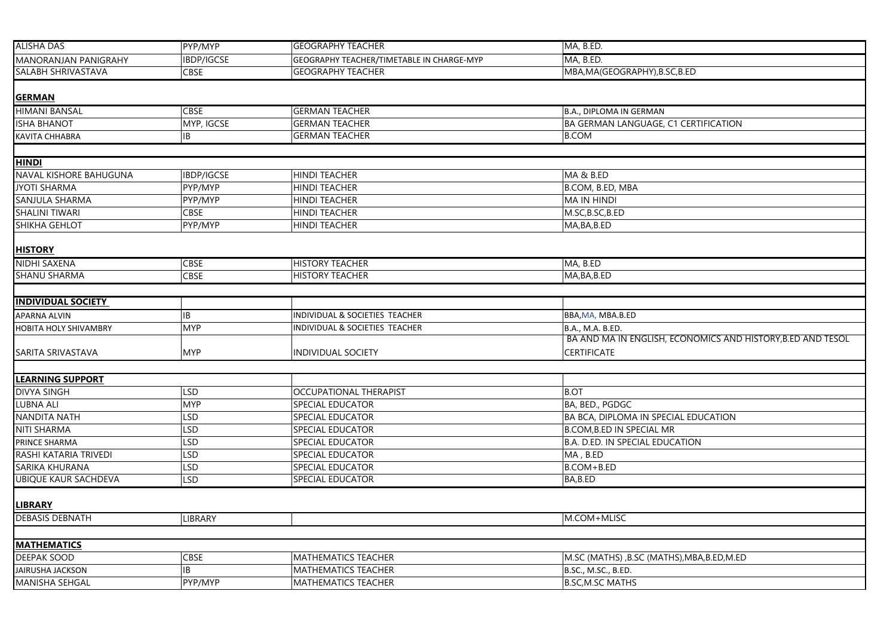| | | | |
|---|---|---|---|
| ALISHA DAS | PYP/MYP | GEOGRAPHY TEACHER | MA, B.ED. |
| MANORANJAN PANIGRAHY | IBDP/IGCSE | GEOGRAPHY TEACHER/TIMETABLE IN CHARGE-MYP | MA, B.ED. |
| SALABH SHRIVASTAVA | CBSE | GEOGRAPHY TEACHER | MBA,MA(GEOGRAPHY),B.SC,B.ED |
| **GERMAN** | | | |
| HIMANI BANSAL | CBSE | GERMAN TEACHER | B.A., DIPLOMA IN GERMAN |
| ISHA BHANOT | MYP, IGCSE | GERMAN TEACHER | BA GERMAN LANGUAGE, C1 CERTIFICATION |
| KAVITA CHHABRA | IB | GERMAN TEACHER | B.COM |
| **HINDI** | | | |
| NAVAL KISHORE BAHUGUNA | IBDP/IGCSE | HINDI TEACHER | MA & B.ED |
| JYOTI SHARMA | PYP/MYP | HINDI TEACHER | B.COM, B.ED, MBA |
| SANJULA SHARMA | PYP/MYP | HINDI TEACHER | MA IN HINDI |
| SHALINI TIWARI | CBSE | HINDI TEACHER | M.SC,B.SC,B.ED |
| SHIKHA GEHLOT | PYP/MYP | HINDI TEACHER | MA,BA,B.ED |
| **HISTORY** | | | |
| NIDHI SAXENA | CBSE | HISTORY TEACHER | MA, B.ED |
| SHANU SHARMA | CBSE | HISTORY TEACHER | MA,BA,B.ED |
| **INDIVIDUAL SOCIETY** | | | |
| APARNA ALVIN | IB | INDIVIDUAL & SOCIETIES TEACHER | BBA,MA, MBA.B.ED |
| HOBITA HOLY SHIVAMBRY | MYP | INDIVIDUAL & SOCIETIES TEACHER | B.A., M.A. B.ED. |
| SARITA SRIVASTAVA | MYP | INDIVIDUAL SOCIETY | BA AND MA IN ENGLISH, ECONOMICS AND HISTORY,B.ED AND TESOL CERTIFICATE |
| **LEARNING SUPPORT** | | | |
| DIVYA SINGH | LSD | OCCUPATIONAL THERAPIST | B.OT |
| LUBNA ALI | MYP | SPECIAL EDUCATOR | BA, BED., PGDGC |
| NANDITA NATH | LSD | SPECIAL EDUCATOR | BA BCA, DIPLOMA IN SPECIAL EDUCATION |
| NITI SHARMA | LSD | SPECIAL EDUCATOR | B.COM,B.ED IN SPECIAL MR |
| PRINCE SHARMA | LSD | SPECIAL EDUCATOR | B.A. D.ED. IN SPECIAL EDUCATION |
| RASHI KATARIA TRIVEDI | LSD | SPECIAL EDUCATOR | MA , B.ED |
| SARIKA KHURANA | LSD | SPECIAL EDUCATOR | B.COM+B.ED |
| UBIQUE KAUR SACHDEVA | LSD | SPECIAL EDUCATOR | BA,B.ED |
| **LIBRARY** | | | |
| DEBASIS DEBNATH | LIBRARY | | M.COM+MLISC |
| **MATHEMATICS** | | | |
| DEEPAK SOOD | CBSE | MATHEMATICS TEACHER | M.SC (MATHS) ,B.SC (MATHS),MBA,B.ED,M.ED |
| JAIRUSHA JACKSON | IB | MATHEMATICS TEACHER | B.SC., M.SC., B.ED. |
| MANISHA SEHGAL | PYP/MYP | MATHEMATICS TEACHER | B.SC,M.SC MATHS |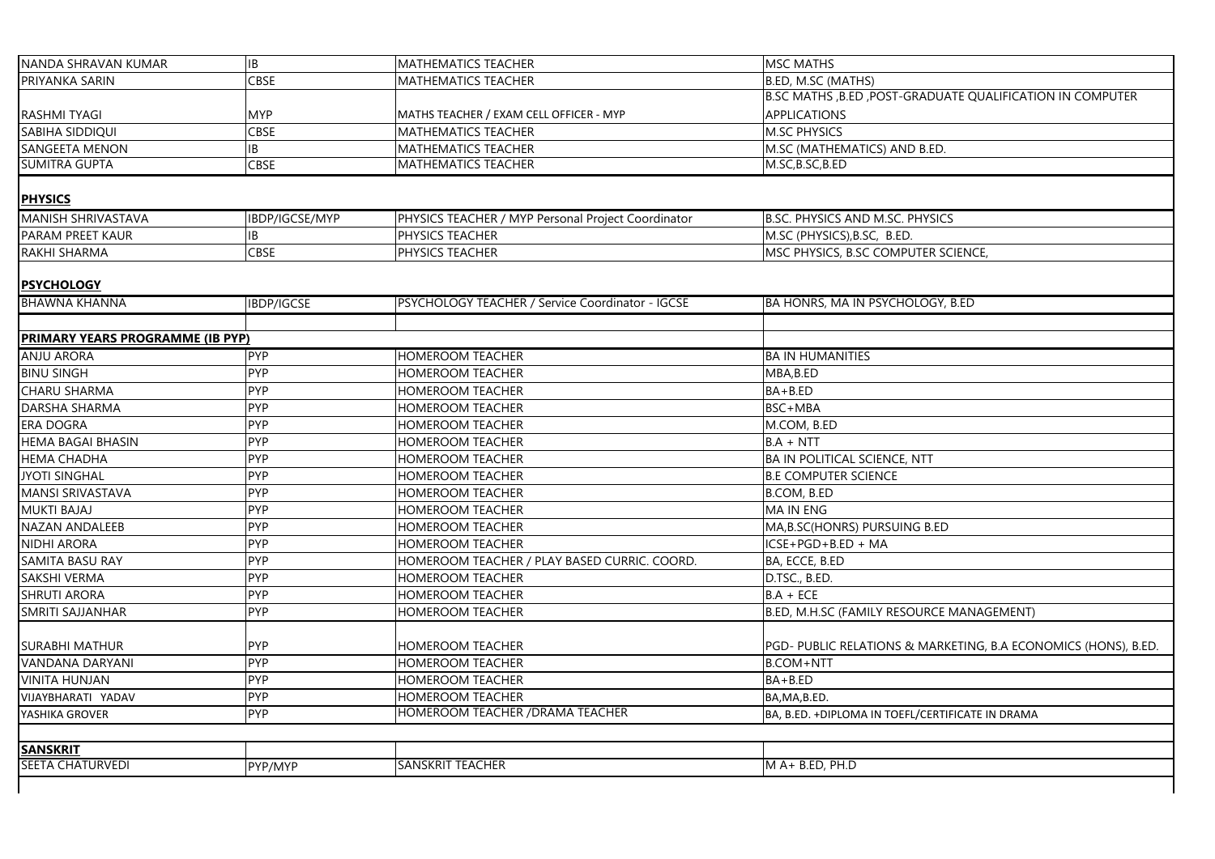| | | | |
|---|---|---|---|
| NANDA SHRAVAN KUMAR | IB | MATHEMATICS TEACHER | MSC MATHS |
| PRIYANKA SARIN | CBSE | MATHEMATICS TEACHER | B.ED, M.SC (MATHS) |
| RASHMI TYAGI | MYP | MATHS TEACHER / EXAM CELL OFFICER - MYP | B.SC MATHS ,B.ED ,POST-GRADUATE QUALIFICATION IN COMPUTER APPLICATIONS |
| SABIHA SIDDIQUI | CBSE | MATHEMATICS TEACHER | M.SC PHYSICS |
| SANGEETA MENON | IB | MATHEMATICS TEACHER | M.SC (MATHEMATICS) AND B.ED. |
| SUMITRA GUPTA | CBSE | MATHEMATICS TEACHER | M.SC,B.SC,B.ED |
| **PHYSICS** | | | |
| MANISH SHRIVASTAVA | IBDP/IGCSE/MYP | PHYSICS TEACHER / MYP Personal Project Coordinator | B.SC. PHYSICS AND M.SC. PHYSICS |
| PARAM PREET KAUR | IB | PHYSICS TEACHER | M.SC (PHYSICS),B.SC, B.ED. |
| RAKHI SHARMA | CBSE | PHYSICS TEACHER | MSC PHYSICS, B.SC COMPUTER SCIENCE, |
| **PSYCHOLOGY** | | | |
| BHAWNA KHANNA | IBDP/IGCSE | PSYCHOLOGY TEACHER / Service Coordinator - IGCSE | BA HONRS, MA IN PSYCHOLOGY, B.ED |
| **PRIMARY YEARS PROGRAMME (IB PYP)** | | | |
| ANJU ARORA | PYP | HOMEROOM TEACHER | BA IN HUMANITIES |
| BINU SINGH | PYP | HOMEROOM TEACHER | MBA,B.ED |
| CHARU SHARMA | PYP | HOMEROOM TEACHER | BA+B.ED |
| DARSHA SHARMA | PYP | HOMEROOM TEACHER | BSC+MBA |
| ERA DOGRA | PYP | HOMEROOM TEACHER | M.COM, B.ED |
| HEMA BAGAI BHASIN | PYP | HOMEROOM TEACHER | B.A + NTT |
| HEMA CHADHA | PYP | HOMEROOM TEACHER | BA IN POLITICAL SCIENCE, NTT |
| JYOTI SINGHAL | PYP | HOMEROOM TEACHER | B.E COMPUTER SCIENCE |
| MANSI SRIVASTAVA | PYP | HOMEROOM TEACHER | B.COM, B.ED |
| MUKTI BAJAJ | PYP | HOMEROOM TEACHER | MA IN ENG |
| NAZAN ANDALEEB | PYP | HOMEROOM TEACHER | MA,B.SC(HONRS) PURSUING B.ED |
| NIDHI ARORA | PYP | HOMEROOM TEACHER | ICSE+PGD+B.ED + MA |
| SAMITA BASU RAY | PYP | HOMEROOM TEACHER / PLAY BASED CURRIC. COORD. | BA, ECCE, B.ED |
| SAKSHI VERMA | PYP | HOMEROOM TEACHER | D.TSC., B.ED. |
| SHRUTI ARORA | PYP | HOMEROOM TEACHER | B.A + ECE |
| SMRITI SAJJANHAR | PYP | HOMEROOM TEACHER | B.ED, M.H.SC (FAMILY RESOURCE MANAGEMENT) |
| SURABHI MATHUR | PYP | HOMEROOM TEACHER | PGD- PUBLIC RELATIONS & MARKETING, B.A ECONOMICS (HONS), B.ED. |
| VANDANA DARYANI | PYP | HOMEROOM TEACHER | B.COM+NTT |
| VINITA HUNJAN | PYP | HOMEROOM TEACHER | BA+B.ED |
| VIJAYBHARATI YADAV | PYP | HOMEROOM TEACHER | BA,MA,B.ED. |
| YASHIKA GROVER | PYP | HOMEROOM TEACHER /DRAMA TEACHER | BA, B.ED. +DIPLOMA IN TOEFL/CERTIFICATE IN DRAMA |
| **SANSKRIT** | | | |
| SEETA CHATURVEDI | PYP/MYP | SANSKRIT TEACHER | M A+ B.ED, PH.D |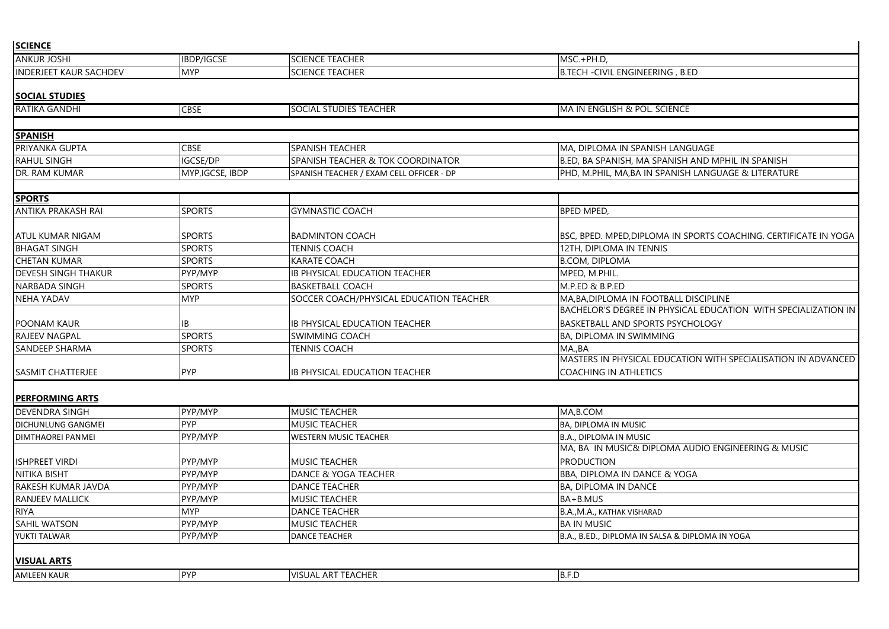| | | | |
|---|---|---|---|
| **SCIENCE** | | | |
| ANKUR JOSHI | IBDP/IGCSE | SCIENCE TEACHER | MSC.+PH.D, |
| INDERJEET KAUR SACHDEV | MYP | SCIENCE TEACHER | B.TECH -CIVIL ENGINEERING , B.ED |
| **SOCIAL STUDIES** | | | |
| RATIKA GANDHI | CBSE | SOCIAL STUDIES TEACHER | MA IN ENGLISH & POL. SCIENCE |
| **SPANISH** | | | |
| PRIYANKA GUPTA | CBSE | SPANISH TEACHER | MA, DIPLOMA IN SPANISH LANGUAGE |
| RAHUL SINGH | IGCSE/DP | SPANISH TEACHER & TOK COORDINATOR | B.ED, BA SPANISH, MA SPANISH AND MPHIL IN SPANISH |
| DR. RAM KUMAR | MYP,IGCSE, IBDP | SPANISH TEACHER / EXAM CELL OFFICER - DP | PHD, M.PHIL, MA,BA IN SPANISH LANGUAGE & LITERATURE |
| **SPORTS** | | | |
| ANTIKA PRAKASH RAI | SPORTS | GYMNASTIC COACH | BPED MPED, |
| ATUL KUMAR NIGAM | SPORTS | BADMINTON COACH | BSC, BPED. MPED,DIPLOMA IN SPORTS COACHING. CERTIFICATE IN YOGA |
| BHAGAT SINGH | SPORTS | TENNIS COACH | 12TH, DIPLOMA IN TENNIS |
| CHETAN KUMAR | SPORTS | KARATE COACH | B.COM, DIPLOMA |
| DEVESH SINGH THAKUR | PYP/MYP | IB PHYSICAL EDUCATION TEACHER | MPED, M.PHIL. |
| NARBADA SINGH | SPORTS | BASKETBALL COACH | M.P.ED & B.P.ED |
| NEHA YADAV | MYP | SOCCER COACH/PHYSICAL EDUCATION TEACHER | MA,BA,DIPLOMA IN FOOTBALL DISCIPLINE |
| POONAM KAUR | IB | IB PHYSICAL EDUCATION TEACHER | BACHELOR'S DEGREE IN PHYSICAL EDUCATION WITH SPECIALIZATION IN BASKETBALL AND SPORTS PSYCHOLOGY |
| RAJEEV NAGPAL | SPORTS | SWIMMING COACH | BA, DIPLOMA IN SWIMMING |
| SANDEEP SHARMA | SPORTS | TENNIS COACH | MA.,BA |
| SASMIT CHATTERJEE | PYP | IB PHYSICAL EDUCATION TEACHER | MASTERS IN PHYSICAL EDUCATION WITH SPECIALISATION IN ADVANCED COACHING IN ATHLETICS |
| **PERFORMING ARTS** | | | |
| DEVENDRA SINGH | PYP/MYP | MUSIC TEACHER | MA,B.COM |
| DICHUNLUNG GANGMEI | PYP | MUSIC TEACHER | BA, DIPLOMA IN MUSIC |
| DIMTHAOREI PANMEI | PYP/MYP | WESTERN MUSIC TEACHER | B.A., DIPLOMA IN MUSIC |
| ISHPREET VIRDI | PYP/MYP | MUSIC TEACHER | MA, BA IN MUSIC& DIPLOMA AUDIO ENGINEERING & MUSIC PRODUCTION |
| NITIKA BISHT | PYP/MYP | DANCE & YOGA TEACHER | BBA, DIPLOMA IN DANCE & YOGA |
| RAKESH KUMAR JAVDA | PYP/MYP | DANCE TEACHER | BA, DIPLOMA IN DANCE |
| RANJEEV MALLICK | PYP/MYP | MUSIC TEACHER | BA+B.MUS |
| RIYA | MYP | DANCE TEACHER | B.A.,M.A., KATHAK VISHARAD |
| SAHIL WATSON | PYP/MYP | MUSIC TEACHER | BA IN MUSIC |
| YUKTI TALWAR | PYP/MYP | DANCE TEACHER | B.A., B.ED., DIPLOMA IN SALSA & DIPLOMA IN YOGA |
| **VISUAL ARTS** | | | |
| AMLEEN KAUR | PYP | VISUAL ART TEACHER | B.F.D |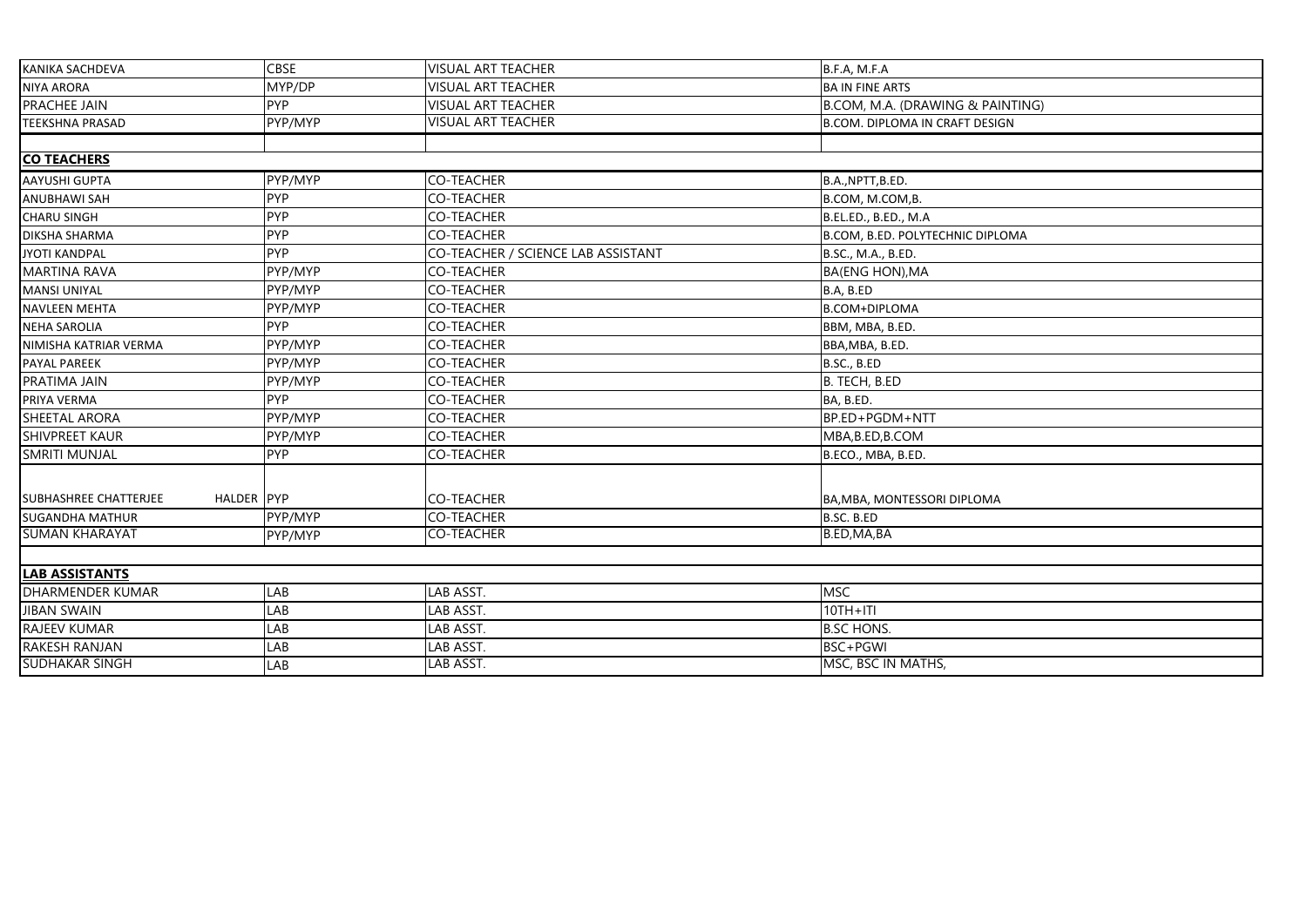| | | | |
|---|---|---|---|
| KANIKA SACHDEVA | CBSE | VISUAL ART TEACHER | B.F.A, M.F.A |
| NIYA ARORA | MYP/DP | VISUAL ART TEACHER | BA IN FINE ARTS |
| PRACHEE JAIN | PYP | VISUAL ART TEACHER | B.COM, M.A. (DRAWING & PAINTING) |
| TEEKSHNA PRASAD | PYP/MYP | VISUAL ART TEACHER | B.COM. DIPLOMA IN CRAFT DESIGN |
| | | | |
| **CO TEACHERS** | | | |
| AAYUSHI GUPTA | PYP/MYP | CO-TEACHER | B.A.,NPTT,B.ED. |
| ANUBHAWI SAH | PYP | CO-TEACHER | B.COM, M.COM,B. |
| CHARU SINGH | PYP | CO-TEACHER | B.EL.ED., B.ED., M.A |
| DIKSHA SHARMA | PYP | CO-TEACHER | B.COM, B.ED. POLYTECHNIC DIPLOMA |
| JYOTI KANDPAL | PYP | CO-TEACHER / SCIENCE LAB ASSISTANT | B.SC., M.A., B.ED. |
| MARTINA RAVA | PYP/MYP | CO-TEACHER | BA(ENG HON),MA |
| MANSI UNIYAL | PYP/MYP | CO-TEACHER | B.A, B.ED |
| NAVLEEN MEHTA | PYP/MYP | CO-TEACHER | B.COM+DIPLOMA |
| NEHA SAROLIA | PYP | CO-TEACHER | BBM, MBA, B.ED. |
| NIMISHA KATRIAR VERMA | PYP/MYP | CO-TEACHER | BBA,MBA, B.ED. |
| PAYAL PAREEK | PYP/MYP | CO-TEACHER | B.SC., B.ED |
| PRATIMA JAIN | PYP/MYP | CO-TEACHER | B. TECH, B.ED |
| PRIYA VERMA | PYP | CO-TEACHER | BA, B.ED. |
| SHEETAL ARORA | PYP/MYP | CO-TEACHER | BP.ED+PGDM+NTT |
| SHIVPREET KAUR | PYP/MYP | CO-TEACHER | MBA,B.ED,B.COM |
| SMRITI MUNJAL | PYP | CO-TEACHER | B.ECO., MBA, B.ED. |
| SUBHASHREE CHATTERJEE HALDER | PYP | CO-TEACHER | BA,MBA, MONTESSORI DIPLOMA |
| SUGANDHA MATHUR | PYP/MYP | CO-TEACHER | B.SC. B.ED |
| SUMAN KHARAYAT | PYP/MYP | CO-TEACHER | B.ED,MA,BA |
| | | | |
| **LAB ASSISTANTS** | | | |
| DHARMENDER KUMAR | LAB | LAB ASST. | MSC |
| JIBAN SWAIN | LAB | LAB ASST. | 10TH+ITI |
| RAJEEV KUMAR | LAB | LAB ASST. | B.SC HONS. |
| RAKESH RANJAN | LAB | LAB ASST. | BSC+PGWI |
| SUDHAKAR SINGH | LAB | LAB ASST. | MSC, BSC IN MATHS, |